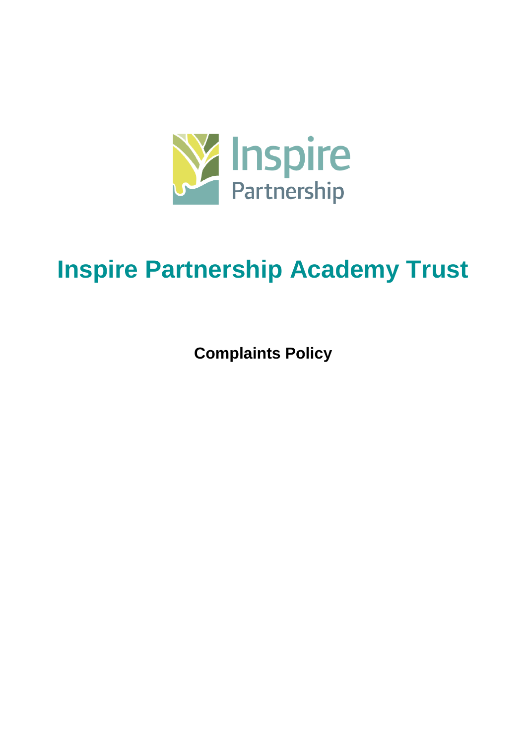Inspire Partnership

# Inspire Partnership Academy Trust

**Complaints Policy**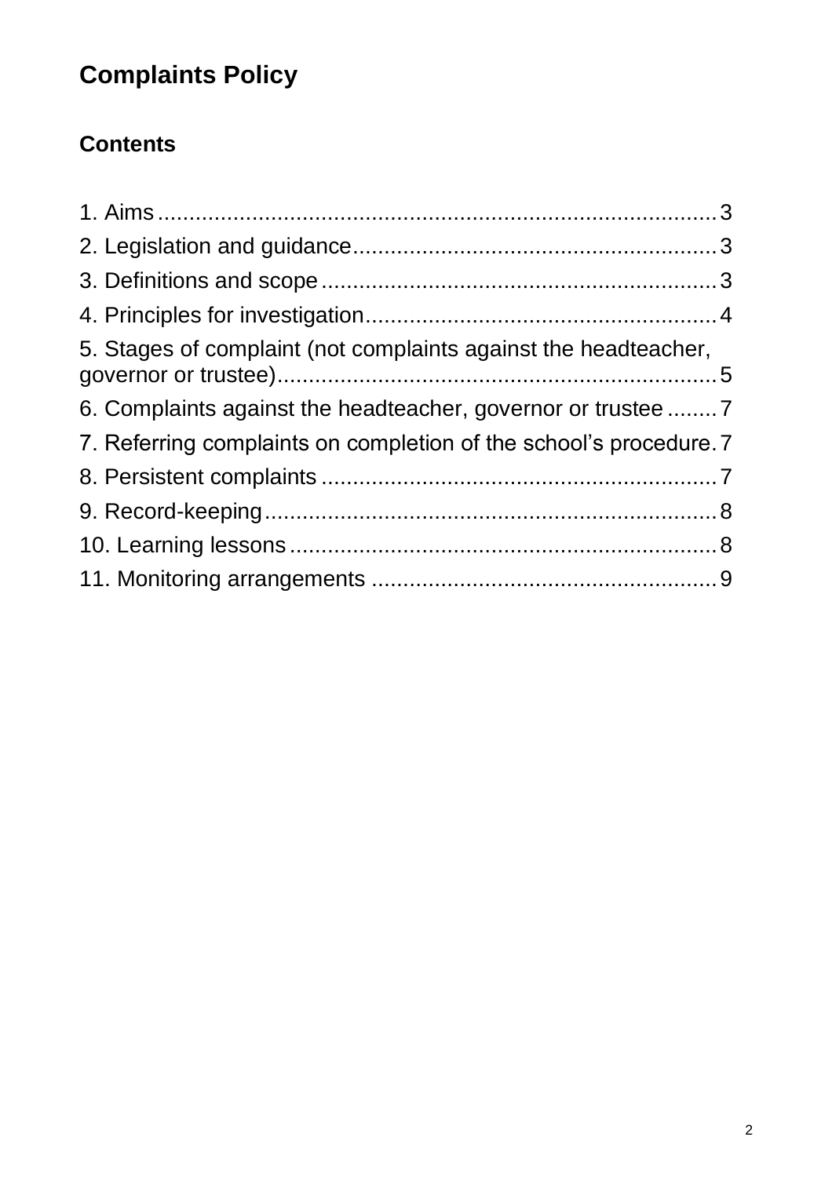# Complaints Policy

## Contents

1. Aims....................................................................................3
2. Legislation and guidance..........................................................3
3. Definitions and scope...............................................................3
4. Principles for investigation.........................................................4
5. Stages of complaint (not complaints against the headteacher, governor or trustee)......................................................................5
6. Complaints against the headteacher, governor or trustee........7
7. Referring complaints on completion of the school's procedure.7
8. Persistent complaints...............................................................7
9. Record-keeping........................................................................8
10. Learning lessons.....................................................................8
11. Monitoring arrangements .......................................................9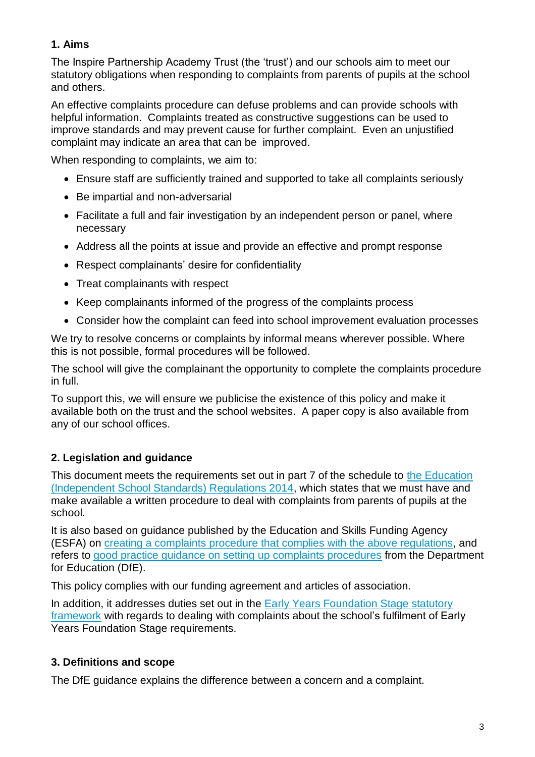## 1. Aims

The Inspire Partnership Academy Trust (the 'trust') and our schools aim to meet our statutory obligations when responding to complaints from parents of pupils at the school and others.

An effective complaints procedure can defuse problems and can provide schools with helpful information. Complaints treated as constructive suggestions can be used to improve standards and may prevent cause for further complaint. Even an unjustified complaint may indicate an area that can be improved.

When responding to complaints, we aim to:

- Ensure staff are sufficiently trained and supported to take all complaints seriously
- Be impartial and non-adversarial
- Facilitate a full and fair investigation by an independent person or panel, where necessary
- Address all the points at issue and provide an effective and prompt response
- Respect complainants' desire for confidentiality
- Treat complainants with respect
- Keep complainants informed of the progress of the complaints process
- Consider how the complaint can feed into school improvement evaluation processes

We try to resolve concerns or complaints by informal means wherever possible. Where this is not possible, formal procedures will be followed.

The school will give the complainant the opportunity to complete the complaints procedure in full.

To support this, we will ensure we publicise the existence of this policy and make it available both on the trust and the school websites. A paper copy is also available from any of our school offices.

## 2. Legislation and guidance

This document meets the requirements set out in part 7 of the schedule to the Education (Independent School Standards) Regulations 2014, which states that we must have and make available a written procedure to deal with complaints from parents of pupils at the school.

It is also based on guidance published by the Education and Skills Funding Agency (ESFA) on creating a complaints procedure that complies with the above regulations, and refers to good practice guidance on setting up complaints procedures from the Department for Education (DfE).

This policy complies with our funding agreement and articles of association.

In addition, it addresses duties set out in the Early Years Foundation Stage statutory framework with regards to dealing with complaints about the school's fulfilment of Early Years Foundation Stage requirements.

## 3. Definitions and scope

The DfE guidance explains the difference between a concern and a complaint.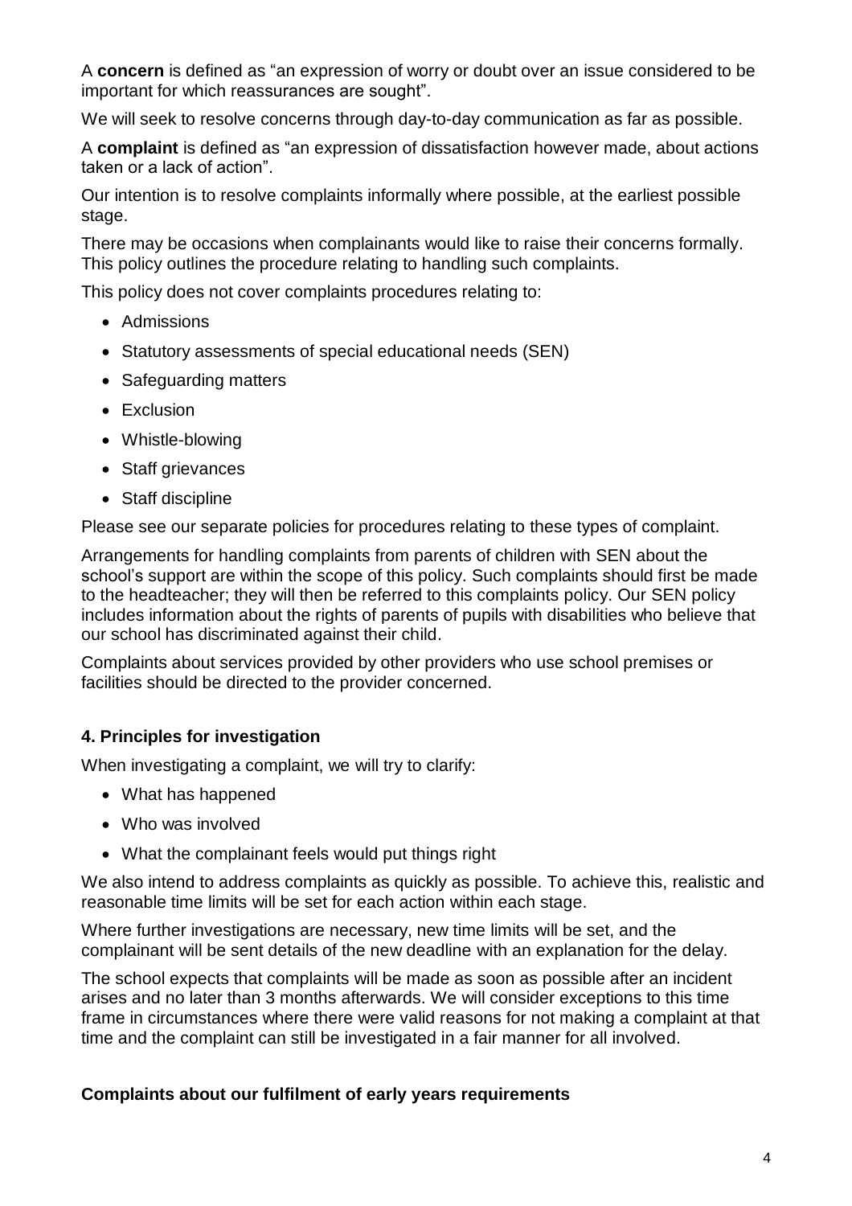A **concern** is defined as “an expression of worry or doubt over an issue considered to be important for which reassurances are sought”.

We will seek to resolve concerns through day-to-day communication as far as possible.

A **complaint** is defined as “an expression of dissatisfaction however made, about actions taken or a lack of action”.

Our intention is to resolve complaints informally where possible, at the earliest possible stage.

There may be occasions when complainants would like to raise their concerns formally. This policy outlines the procedure relating to handling such complaints.

This policy does not cover complaints procedures relating to:

- Admissions
- Statutory assessments of special educational needs (SEN)
- Safeguarding matters
- Exclusion
- Whistle-blowing
- Staff grievances
- Staff discipline

Please see our separate policies for procedures relating to these types of complaint.

Arrangements for handling complaints from parents of children with SEN about the school’s support are within the scope of this policy. Such complaints should first be made to the headteacher; they will then be referred to this complaints policy. Our SEN policy includes information about the rights of parents of pupils with disabilities who believe that our school has discriminated against their child.

Complaints about services provided by other providers who use school premises or facilities should be directed to the provider concerned.

### 4. Principles for investigation

When investigating a complaint, we will try to clarify:

- What has happened
- Who was involved
- What the complainant feels would put things right

We also intend to address complaints as quickly as possible. To achieve this, realistic and reasonable time limits will be set for each action within each stage.

Where further investigations are necessary, new time limits will be set, and the complainant will be sent details of the new deadline with an explanation for the delay.

The school expects that complaints will be made as soon as possible after an incident arises and no later than 3 months afterwards. We will consider exceptions to this time frame in circumstances where there were valid reasons for not making a complaint at that time and the complaint can still be investigated in a fair manner for all involved.

#### Complaints about our fulfilment of early years requirements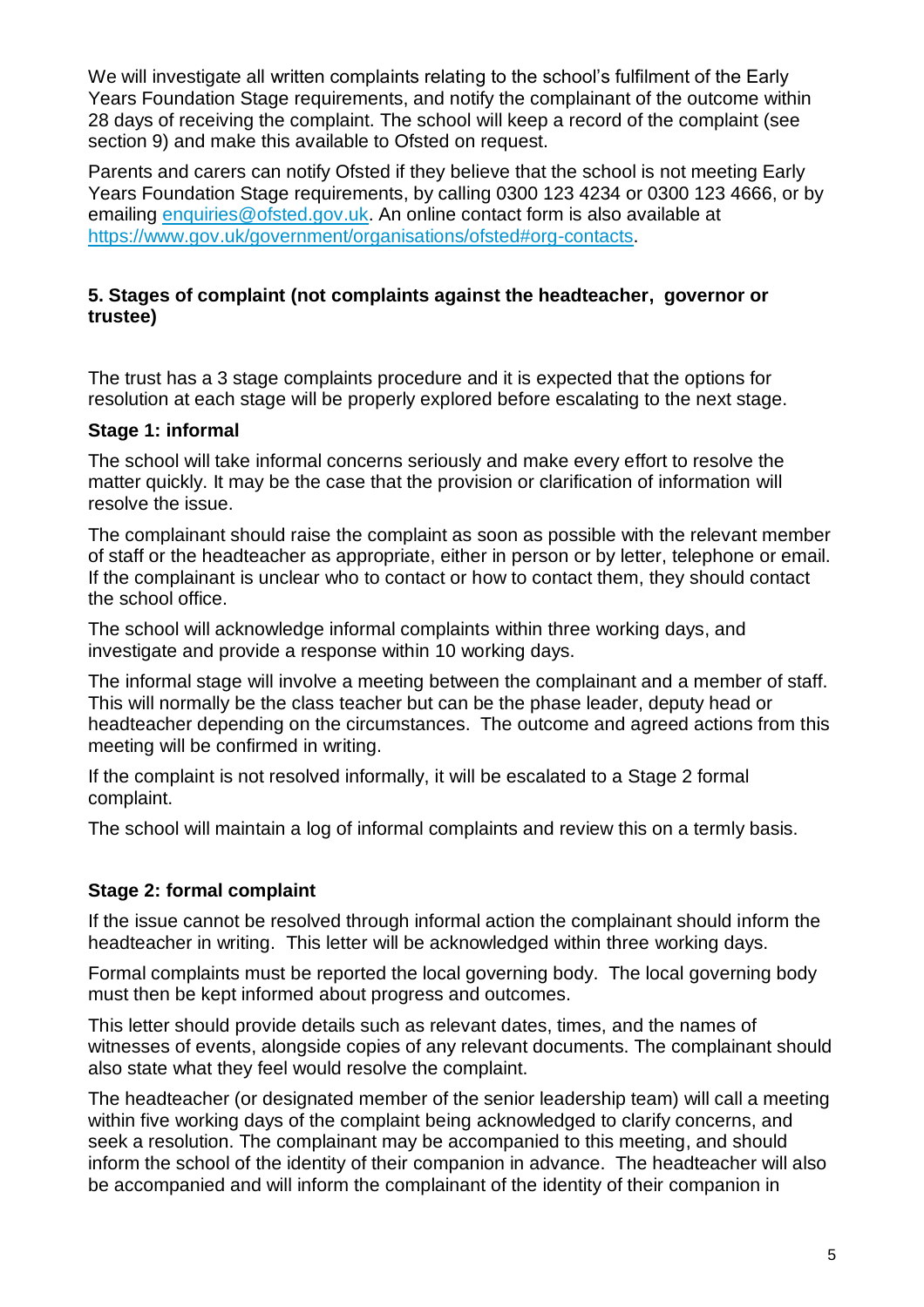We will investigate all written complaints relating to the school's fulfilment of the Early Years Foundation Stage requirements, and notify the complainant of the outcome within 28 days of receiving the complaint. The school will keep a record of the complaint (see section 9) and make this available to Ofsted on request.

Parents and carers can notify Ofsted if they believe that the school is not meeting Early Years Foundation Stage requirements, by calling 0300 123 4234 or 0300 123 4666, or by emailing [enquiries@ofsted.gov.uk](mailto:enquiries@ofsted.gov.uk). An online contact form is also available at [https://www.gov.uk/government/organisations/ofsted#org-contacts](https://www.gov.uk/government/organisations/ofsted#org-contacts).

## 5. Stages of complaint (not complaints against the headteacher, governor or trustee)

The trust has a 3 stage complaints procedure and it is expected that the options for resolution at each stage will be properly explored before escalating to the next stage.

### Stage 1: informal

The school will take informal concerns seriously and make every effort to resolve the matter quickly. It may be the case that the provision or clarification of information will resolve the issue.

The complainant should raise the complaint as soon as possible with the relevant member of staff or the headteacher as appropriate, either in person or by letter, telephone or email. If the complainant is unclear who to contact or how to contact them, they should contact the school office.

The school will acknowledge informal complaints within three working days, and investigate and provide a response within 10 working days.

The informal stage will involve a meeting between the complainant and a member of staff. This will normally be the class teacher but can be the phase leader, deputy head or headteacher depending on the circumstances. The outcome and agreed actions from this meeting will be confirmed in writing.

If the complaint is not resolved informally, it will be escalated to a Stage 2 formal complaint.

The school will maintain a log of informal complaints and review this on a termly basis.

### Stage 2: formal complaint

If the issue cannot be resolved through informal action the complainant should inform the headteacher in writing. This letter will be acknowledged within three working days.

Formal complaints must be reported the local governing body. The local governing body must then be kept informed about progress and outcomes.

This letter should provide details such as relevant dates, times, and the names of witnesses of events, alongside copies of any relevant documents. The complainant should also state what they feel would resolve the complaint.

The headteacher (or designated member of the senior leadership team) will call a meeting within five working days of the complaint being acknowledged to clarify concerns, and seek a resolution. The complainant may be accompanied to this meeting, and should inform the school of the identity of their companion in advance. The headteacher will also be accompanied and will inform the complainant of the identity of their companion in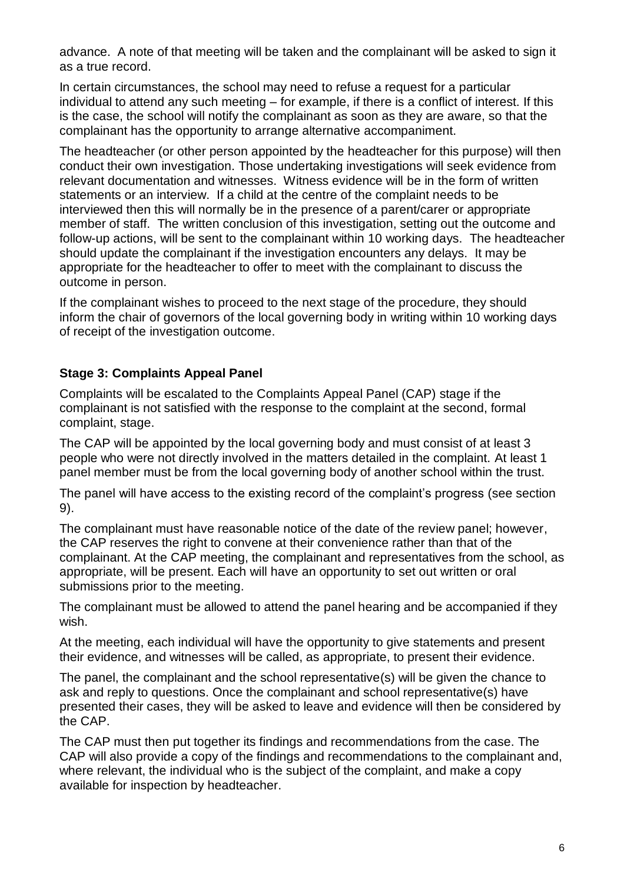advance. A note of that meeting will be taken and the complainant will be asked to sign it as a true record.

In certain circumstances, the school may need to refuse a request for a particular individual to attend any such meeting – for example, if there is a conflict of interest. If this is the case, the school will notify the complainant as soon as they are aware, so that the complainant has the opportunity to arrange alternative accompaniment.

The headteacher (or other person appointed by the headteacher for this purpose) will then conduct their own investigation. Those undertaking investigations will seek evidence from relevant documentation and witnesses. Witness evidence will be in the form of written statements or an interview. If a child at the centre of the complaint needs to be interviewed then this will normally be in the presence of a parent/carer or appropriate member of staff. The written conclusion of this investigation, setting out the outcome and follow-up actions, will be sent to the complainant within 10 working days. The headteacher should update the complainant if the investigation encounters any delays. It may be appropriate for the headteacher to offer to meet with the complainant to discuss the outcome in person.

If the complainant wishes to proceed to the next stage of the procedure, they should inform the chair of governors of the local governing body in writing within 10 working days of receipt of the investigation outcome.

### Stage 3: Complaints Appeal Panel

Complaints will be escalated to the Complaints Appeal Panel (CAP) stage if the complainant is not satisfied with the response to the complaint at the second, formal complaint, stage.

The CAP will be appointed by the local governing body and must consist of at least 3 people who were not directly involved in the matters detailed in the complaint. At least 1 panel member must be from the local governing body of another school within the trust.

The panel will have access to the existing record of the complaint's progress (see section 9).

The complainant must have reasonable notice of the date of the review panel; however, the CAP reserves the right to convene at their convenience rather than that of the complainant. At the CAP meeting, the complainant and representatives from the school, as appropriate, will be present. Each will have an opportunity to set out written or oral submissions prior to the meeting.

The complainant must be allowed to attend the panel hearing and be accompanied if they wish.

At the meeting, each individual will have the opportunity to give statements and present their evidence, and witnesses will be called, as appropriate, to present their evidence.

The panel, the complainant and the school representative(s) will be given the chance to ask and reply to questions. Once the complainant and school representative(s) have presented their cases, they will be asked to leave and evidence will then be considered by the CAP.

The CAP must then put together its findings and recommendations from the case. The CAP will also provide a copy of the findings and recommendations to the complainant and, where relevant, the individual who is the subject of the complaint, and make a copy available for inspection by headteacher.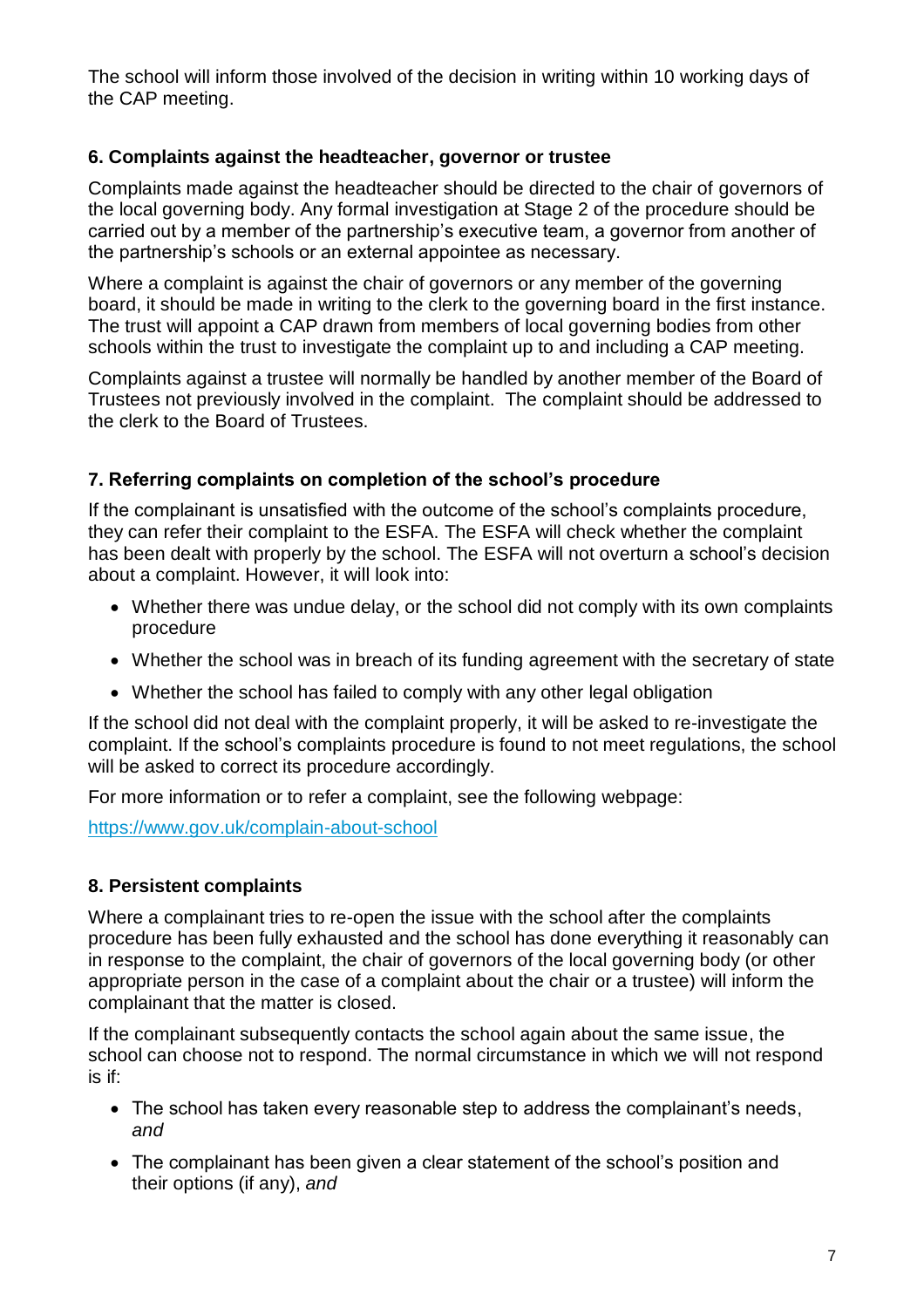The school will inform those involved of the decision in writing within 10 working days of the CAP meeting.

## 6. Complaints against the headteacher, governor or trustee

Complaints made against the headteacher should be directed to the chair of governors of the local governing body. Any formal investigation at Stage 2 of the procedure should be carried out by a member of the partnership's executive team, a governor from another of the partnership's schools or an external appointee as necessary.

Where a complaint is against the chair of governors or any member of the governing board, it should be made in writing to the clerk to the governing board in the first instance. The trust will appoint a CAP drawn from members of local governing bodies from other schools within the trust to investigate the complaint up to and including a CAP meeting.

Complaints against a trustee will normally be handled by another member of the Board of Trustees not previously involved in the complaint. The complaint should be addressed to the clerk to the Board of Trustees.

## 7. Referring complaints on completion of the school's procedure

If the complainant is unsatisfied with the outcome of the school's complaints procedure, they can refer their complaint to the ESFA. The ESFA will check whether the complaint has been dealt with properly by the school. The ESFA will not overturn a school's decision about a complaint. However, it will look into:

- Whether there was undue delay, or the school did not comply with its own complaints procedure
- Whether the school was in breach of its funding agreement with the secretary of state
- Whether the school has failed to comply with any other legal obligation

If the school did not deal with the complaint properly, it will be asked to re-investigate the complaint. If the school's complaints procedure is found to not meet regulations, the school will be asked to correct its procedure accordingly.

For more information or to refer a complaint, see the following webpage:

https://www.gov.uk/complain-about-school

## 8. Persistent complaints

Where a complainant tries to re-open the issue with the school after the complaints procedure has been fully exhausted and the school has done everything it reasonably can in response to the complaint, the chair of governors of the local governing body (or other appropriate person in the case of a complaint about the chair or a trustee) will inform the complainant that the matter is closed.

If the complainant subsequently contacts the school again about the same issue, the school can choose not to respond. The normal circumstance in which we will not respond is if:

- The school has taken every reasonable step to address the complainant's needs, *and*
- The complainant has been given a clear statement of the school's position and their options (if any), *and*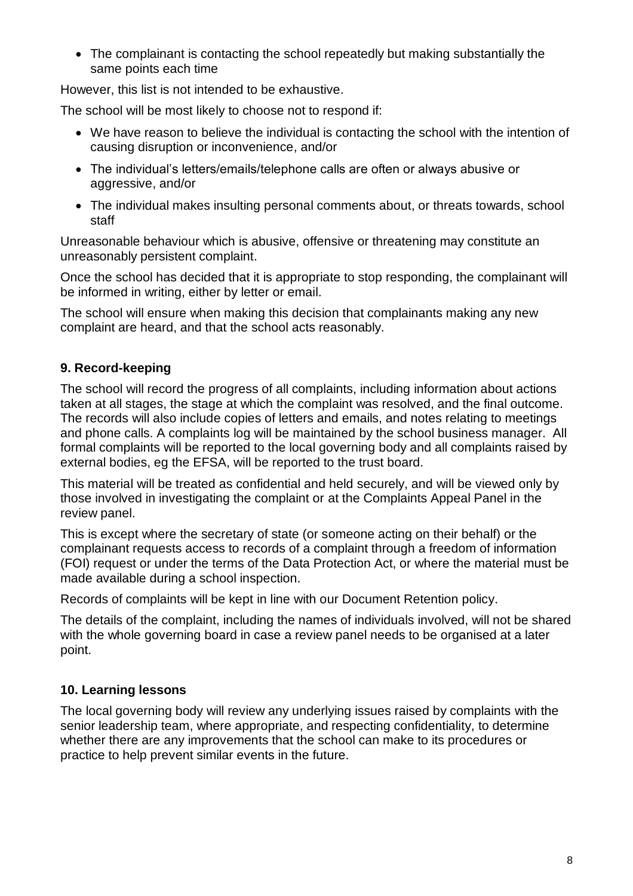- The complainant is contacting the school repeatedly but making substantially the same points each time

However, this list is not intended to be exhaustive.

The school will be most likely to choose not to respond if:

- We have reason to believe the individual is contacting the school with the intention of causing disruption or inconvenience, and/or
- The individual's letters/emails/telephone calls are often or always abusive or aggressive, and/or
- The individual makes insulting personal comments about, or threats towards, school staff

Unreasonable behaviour which is abusive, offensive or threatening may constitute an unreasonably persistent complaint.

Once the school has decided that it is appropriate to stop responding, the complainant will be informed in writing, either by letter or email.

The school will ensure when making this decision that complainants making any new complaint are heard, and that the school acts reasonably.

## 9. Record-keeping

The school will record the progress of all complaints, including information about actions taken at all stages, the stage at which the complaint was resolved, and the final outcome. The records will also include copies of letters and emails, and notes relating to meetings and phone calls. A complaints log will be maintained by the school business manager. All formal complaints will be reported to the local governing body and all complaints raised by external bodies, eg the EFSA, will be reported to the trust board.

This material will be treated as confidential and held securely, and will be viewed only by those involved in investigating the complaint or at the Complaints Appeal Panel in the review panel.

This is except where the secretary of state (or someone acting on their behalf) or the complainant requests access to records of a complaint through a freedom of information (FOI) request or under the terms of the Data Protection Act, or where the material must be made available during a school inspection.

Records of complaints will be kept in line with our Document Retention policy.

The details of the complaint, including the names of individuals involved, will not be shared with the whole governing board in case a review panel needs to be organised at a later point.

## 10. Learning lessons

The local governing body will review any underlying issues raised by complaints with the senior leadership team, where appropriate, and respecting confidentiality, to determine whether there are any improvements that the school can make to its procedures or practice to help prevent similar events in the future.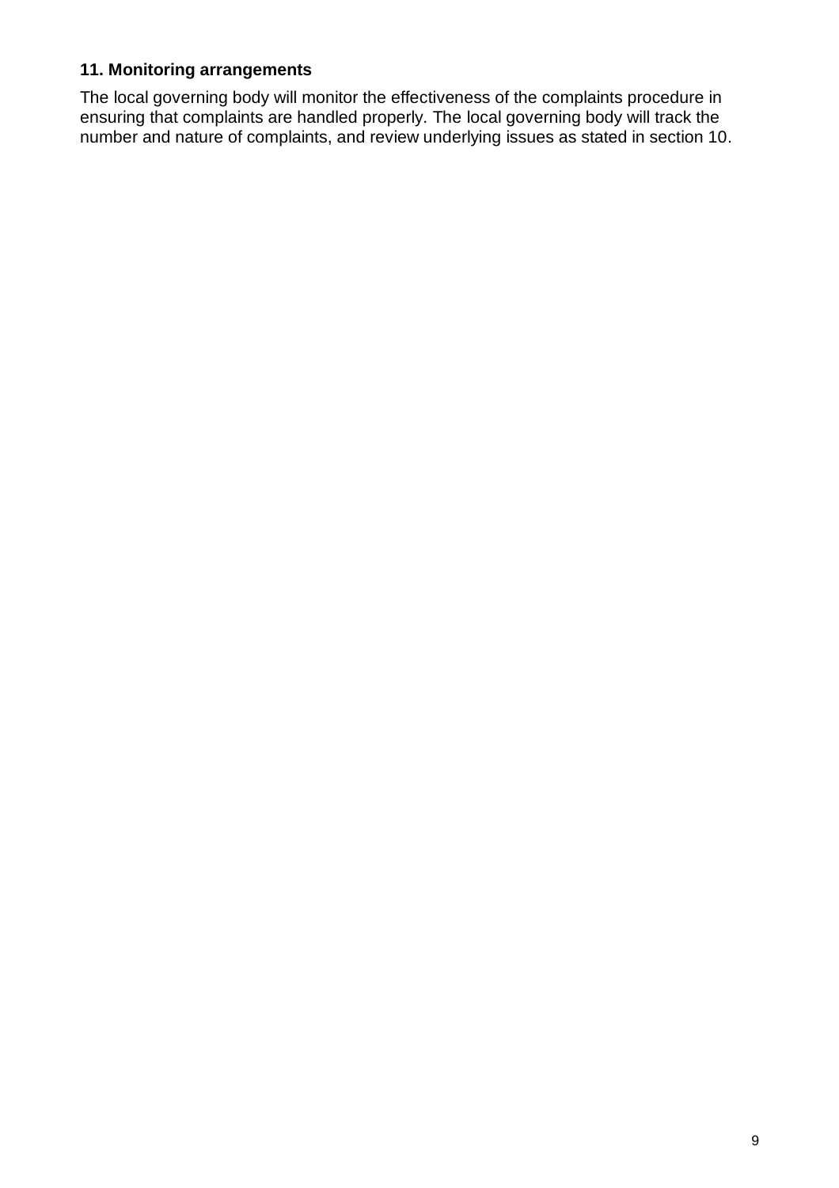## 11. Monitoring arrangements

The local governing body will monitor the effectiveness of the complaints procedure in ensuring that complaints are handled properly. The local governing body will track the number and nature of complaints, and review underlying issues as stated in section 10.